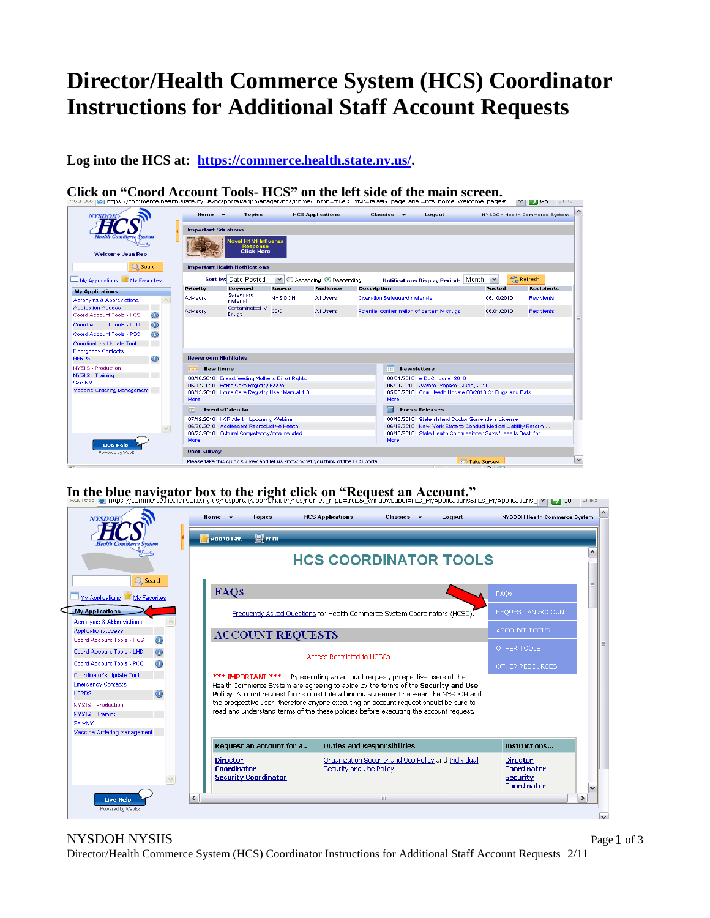# Director/Health Commerce System (HCS) Coordinator Instructions for Additional Staff Account Requests

**Log into the HCS at: [https://commerce.health.state.ny.us/](https://commerce.health.state.ny.us/).**

**Click on "Coord Account Tools- HCS" on the left side of the main screen.**

**In the blue navigator box to the right click on "Request an Account."**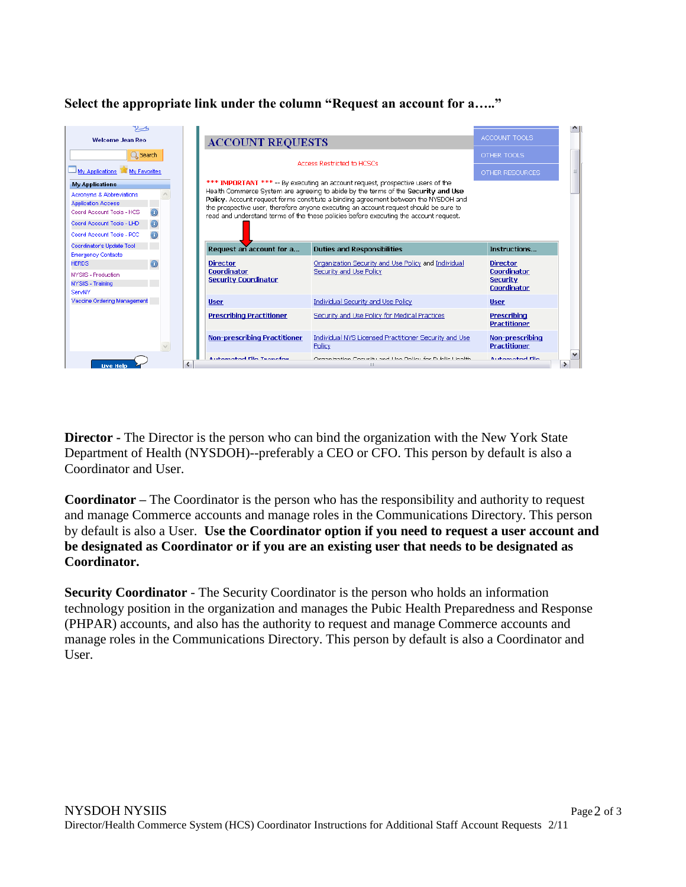**Select the appropriate link under the column "Request an account for a….."**

**Director** - The Director is the person who can bind the organization with the New York State Department of Health (NYSDOH)--preferably a CEO or CFO. This person by default is also a Coordinator and User.

**Coordinator** – The Coordinator is the person who has the responsibility and authority to request and manage Commerce accounts and manage roles in the Communications Directory. This person by default is also a User. **Use the Coordinator option if you need to request a user account and be designated as Coordinator or if you are an existing user that needs to be designated as Coordinator.**

**Security Coordinator** - The Security Coordinator is the person who holds an information technology position in the organization and manages the Pubic Health Preparedness and Response (PHPAR) accounts, and also has the authority to request and manage Commerce accounts and manage roles in the Communications Directory. This person by default is also a Coordinator and User.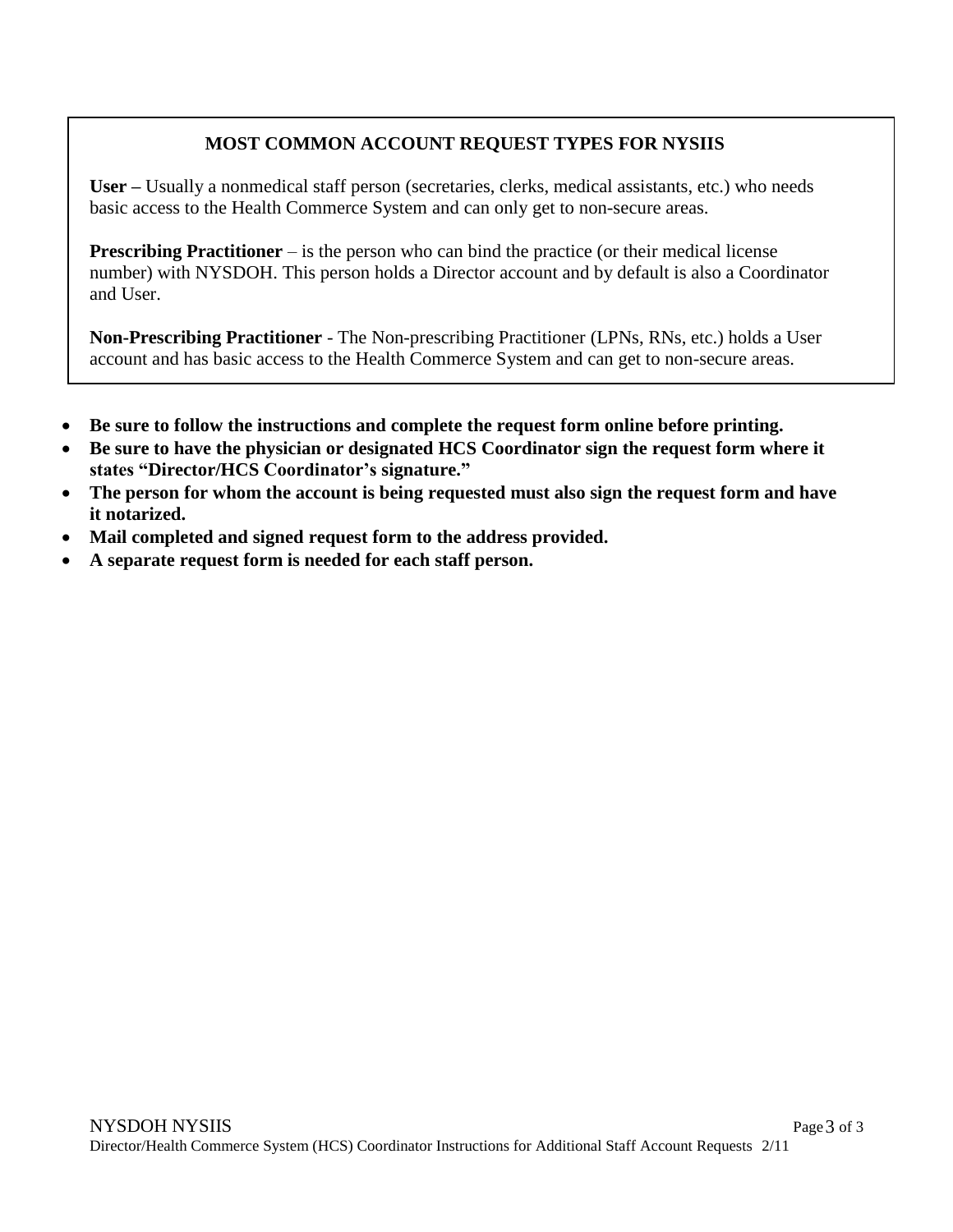## MOST COMMON ACCOUNT REQUEST TYPES FOR NYSIIS

**User –** Usually a nonmedical staff person (secretaries, clerks, medical assistants, etc.) who needs basic access to the Health Commerce System and can only get to non-secure areas.

**Prescribing Practitioner** – is the person who can bind the practice (or their medical license number) with NYSDOH. This person holds a Director account and by default is also a Coordinator and User.

**Non-Prescribing Practitioner** - The Non-prescribing Practitioner (LPNs, RNs, etc.) holds a User account and has basic access to the Health Commerce System and can get to non-secure areas.

- **Be sure to follow the instructions and complete the request form online before printing.**
- **Be sure to have the physician or designated HCS Coordinator sign the request form where it states "Director/HCS Coordinator's signature."**
- **The person for whom the account is being requested must also sign the request form and have it notarized.**
- **Mail completed and signed request form to the address provided.**
- **A separate request form is needed for each staff person.**